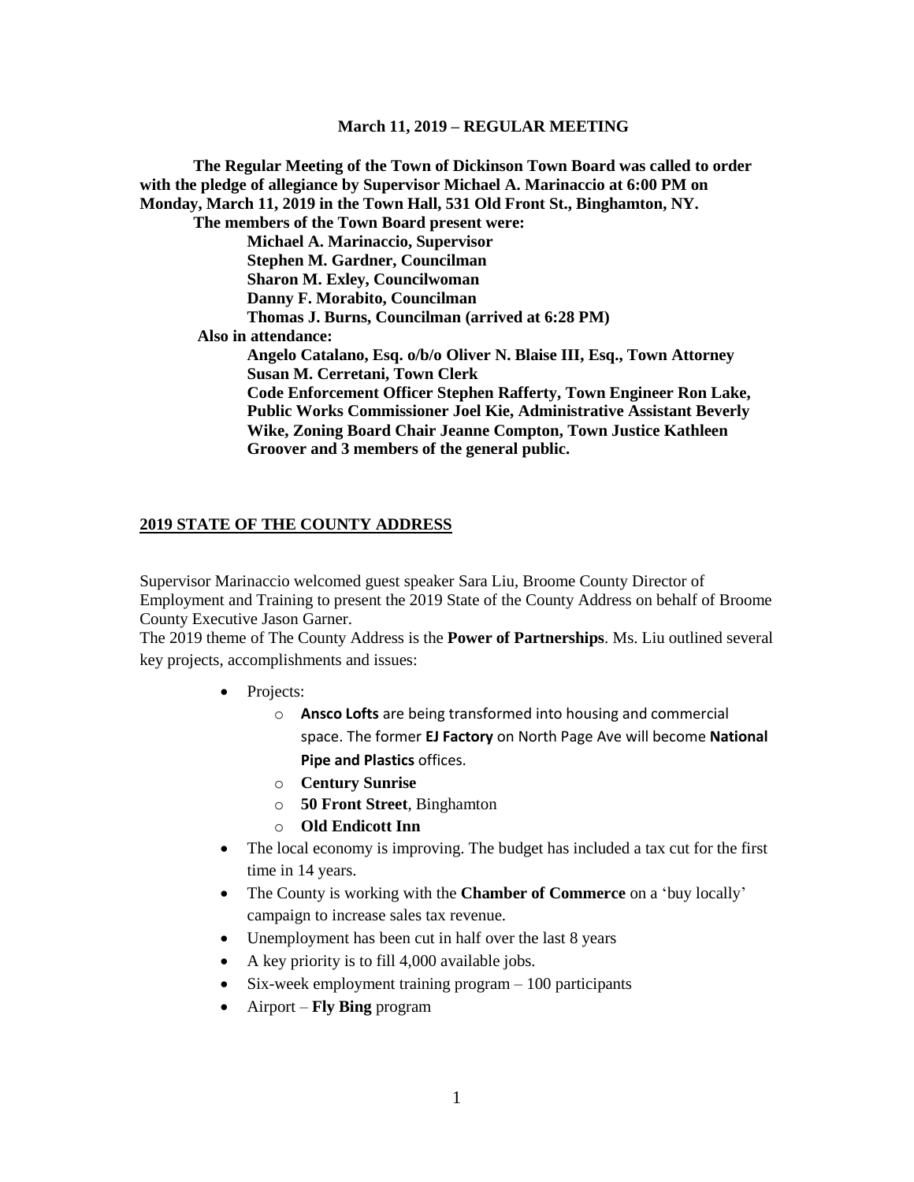**March 11, 2019 – REGULAR MEETING**

**The Regular Meeting of the Town of Dickinson Town Board was called to order with the pledge of allegiance by Supervisor Michael A. Marinaccio at 6:00 PM on Monday, March 11, 2019 in the Town Hall, 531 Old Front St., Binghamton, NY.**

**The members of the Town Board present were:**

**Michael A. Marinaccio, Supervisor**
**Stephen M. Gardner, Councilman**
**Sharon M. Exley, Councilwoman**
**Danny F. Morabito, Councilman**
**Thomas J. Burns, Councilman (arrived at 6:28 PM)**

**Also in attendance:**

**Angelo Catalano, Esq. o/b/o Oliver N. Blaise III, Esq., Town Attorney**
**Susan M. Cerretani, Town Clerk**
**Code Enforcement Officer Stephen Rafferty, Town Engineer Ron Lake, Public Works Commissioner Joel Kie, Administrative Assistant Beverly Wike, Zoning Board Chair Jeanne Compton, Town Justice Kathleen Groover and 3 members of the general public.**

## 2019 STATE OF THE COUNTY ADDRESS

Supervisor Marinaccio welcomed guest speaker Sara Liu, Broome County Director of Employment and Training to present the 2019 State of the County Address on behalf of Broome County Executive Jason Garner.

The 2019 theme of The County Address is the **Power of Partnerships**. Ms. Liu outlined several key projects, accomplishments and issues:

- Projects:
  - **Ansco Lofts** are being transformed into housing and commercial space. The former **EJ Factory** on North Page Ave will become **National Pipe and Plastics** offices.
  - **Century Sunrise**
  - **50 Front Street**, Binghamton
  - **Old Endicott Inn**
- The local economy is improving. The budget has included a tax cut for the first time in 14 years.
- The County is working with the **Chamber of Commerce** on a 'buy locally' campaign to increase sales tax revenue.
- Unemployment has been cut in half over the last 8 years
- A key priority is to fill 4,000 available jobs.
- Six-week employment training program – 100 participants
- Airport – **Fly Bing** program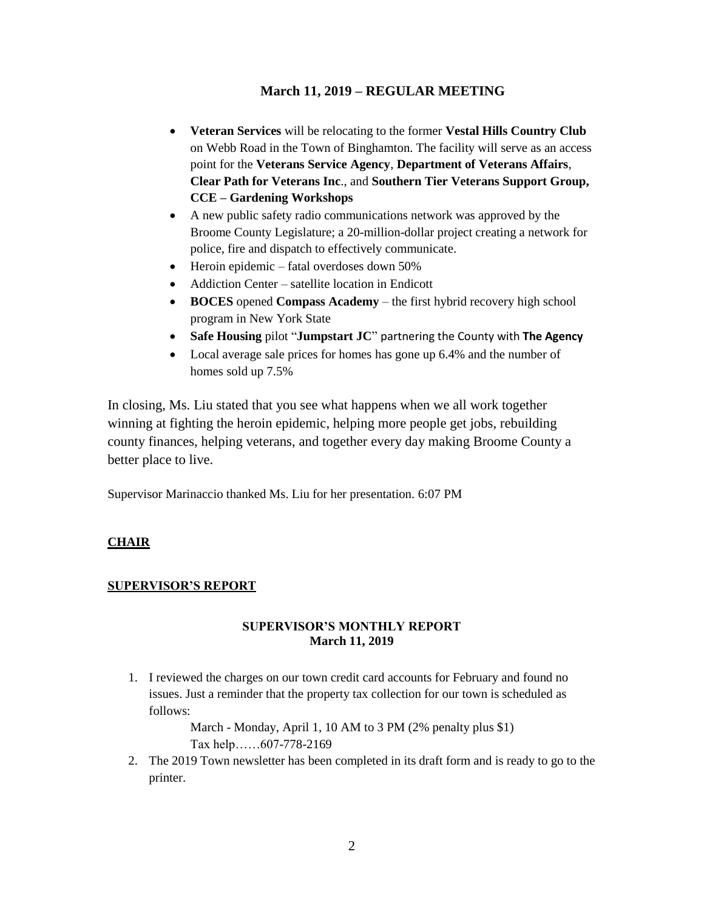## March 11, 2019 – REGULAR MEETING

- **Veteran Services** will be relocating to the former **Vestal Hills Country Club** on Webb Road in the Town of Binghamton. The facility will serve as an access point for the **Veterans Service Agency**, **Department of Veterans Affairs**, **Clear Path for Veterans Inc**., and **Southern Tier Veterans Support Group, CCE – Gardening Workshops**
- A new public safety radio communications network was approved by the Broome County Legislature; a 20-million-dollar project creating a network for police, fire and dispatch to effectively communicate.
- Heroin epidemic – fatal overdoses down 50%
- Addiction Center – satellite location in Endicott
- **BOCES** opened **Compass Academy** – the first hybrid recovery high school program in New York State
- **Safe Housing** pilot "**Jumpstart JC**" partnering the County with **The Agency**
- Local average sale prices for homes has gone up 6.4% and the number of homes sold up 7.5%

In closing, Ms. Liu stated that you see what happens when we all work together winning at fighting the heroin epidemic, helping more people get jobs, rebuilding county finances, helping veterans, and together every day making Broome County a better place to live.

Supervisor Marinaccio thanked Ms. Liu for her presentation. 6:07 PM

**CHAIR**

**SUPERVISOR'S REPORT**

**SUPERVISOR'S MONTHLY REPORT**
**March 11, 2019**

1. I reviewed the charges on our town credit card accounts for February and found no issues. Just a reminder that the property tax collection for our town is scheduled as follows:

   March - Monday, April 1, 10 AM to 3 PM (2% penalty plus $1)
   Tax help……607-778-2169

2. The 2019 Town newsletter has been completed in its draft form and is ready to go to the printer.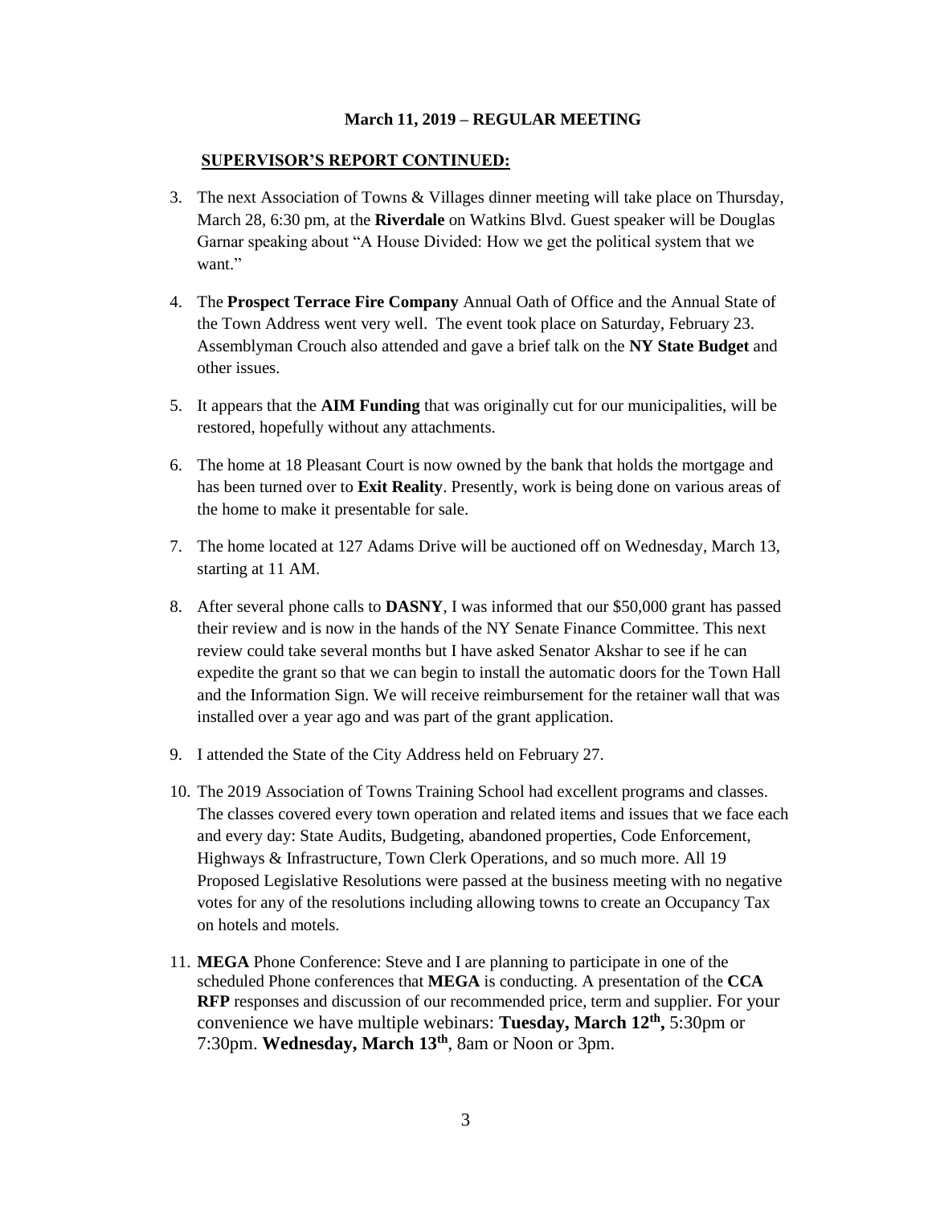**March 11, 2019 – REGULAR MEETING**

**SUPERVISOR'S REPORT CONTINUED:**

3. The next Association of Towns & Villages dinner meeting will take place on Thursday, March 28, 6:30 pm, at the **Riverdale** on Watkins Blvd. Guest speaker will be Douglas Garnar speaking about "A House Divided: How we get the political system that we want."

4. The **Prospect Terrace Fire Company** Annual Oath of Office and the Annual State of the Town Address went very well. The event took place on Saturday, February 23. Assemblyman Crouch also attended and gave a brief talk on the **NY State Budget** and other issues.

5. It appears that the **AIM Funding** that was originally cut for our municipalities, will be restored, hopefully without any attachments.

6. The home at 18 Pleasant Court is now owned by the bank that holds the mortgage and has been turned over to **Exit Reality**. Presently, work is being done on various areas of the home to make it presentable for sale.

7. The home located at 127 Adams Drive will be auctioned off on Wednesday, March 13, starting at 11 AM.

8. After several phone calls to **DASNY**, I was informed that our $50,000 grant has passed their review and is now in the hands of the NY Senate Finance Committee. This next review could take several months but I have asked Senator Akshar to see if he can expedite the grant so that we can begin to install the automatic doors for the Town Hall and the Information Sign. We will receive reimbursement for the retainer wall that was installed over a year ago and was part of the grant application.

9. I attended the State of the City Address held on February 27.

10. The 2019 Association of Towns Training School had excellent programs and classes. The classes covered every town operation and related items and issues that we face each and every day: State Audits, Budgeting, abandoned properties, Code Enforcement, Highways & Infrastructure, Town Clerk Operations, and so much more. All 19 Proposed Legislative Resolutions were passed at the business meeting with no negative votes for any of the resolutions including allowing towns to create an Occupancy Tax on hotels and motels.

11. **MEGA** Phone Conference: Steve and I are planning to participate in one of the scheduled Phone conferences that **MEGA** is conducting. A presentation of the **CCA RFP** responses and discussion of our recommended price, term and supplier. For your convenience we have multiple webinars: **Tuesday, March 12th,** 5:30pm or 7:30pm. **Wednesday, March 13th**, 8am or Noon or 3pm.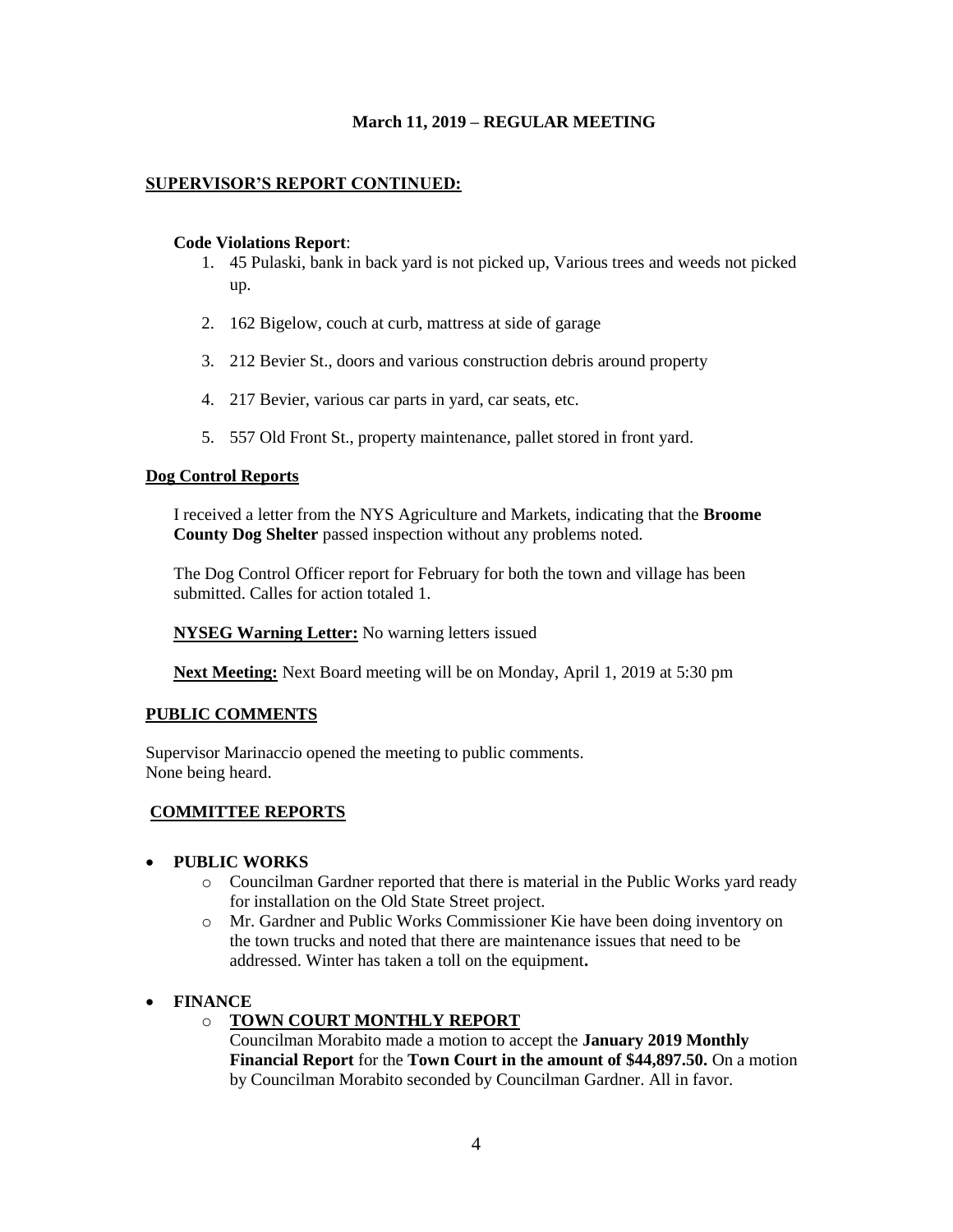**March 11, 2019 – REGULAR MEETING**

**SUPERVISOR'S REPORT CONTINUED:**

**Code Violations Report**:

1. 45 Pulaski, bank in back yard is not picked up, Various trees and weeds not picked up.
2. 162 Bigelow, couch at curb, mattress at side of garage
3. 212 Bevier St., doors and various construction debris around property
4. 217 Bevier, various car parts in yard, car seats, etc.
5. 557 Old Front St., property maintenance, pallet stored in front yard.

**Dog Control Reports**

I received a letter from the NYS Agriculture and Markets, indicating that the **Broome County Dog Shelter** passed inspection without any problems noted.

The Dog Control Officer report for February for both the town and village has been submitted. Calles for action totaled 1.

**NYSEG Warning Letter:** No warning letters issued

**Next Meeting:** Next Board meeting will be on Monday, April 1, 2019 at 5:30 pm

**PUBLIC COMMENTS**

Supervisor Marinaccio opened the meeting to public comments.
None being heard.

**COMMITTEE REPORTS**

- **PUBLIC WORKS**
  - Councilman Gardner reported that there is material in the Public Works yard ready for installation on the Old State Street project.
  - Mr. Gardner and Public Works Commissioner Kie have been doing inventory on the town trucks and noted that there are maintenance issues that need to be addressed. Winter has taken a toll on the equipment**.**

- **FINANCE**
  - **TOWN COURT MONTHLY REPORT**
    Councilman Morabito made a motion to accept the **January 2019 Monthly Financial Report** for the **Town Court in the amount of $44,897.50.** On a motion by Councilman Morabito seconded by Councilman Gardner. All in favor.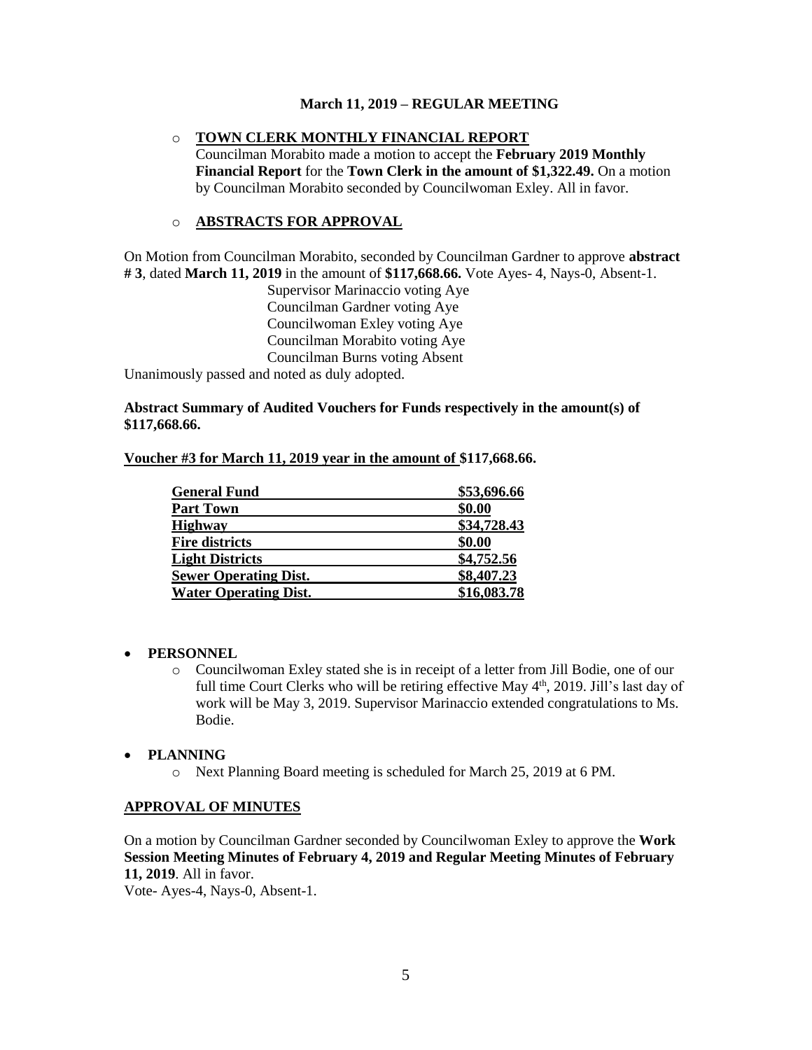**March 11, 2019 – REGULAR MEETING**

- **TOWN CLERK MONTHLY FINANCIAL REPORT**
  Councilman Morabito made a motion to accept the **February 2019 Monthly Financial Report** for the **Town Clerk in the amount of $1,322.49.** On a motion by Councilman Morabito seconded by Councilwoman Exley. All in favor.

- **ABSTRACTS FOR APPROVAL**

On Motion from Councilman Morabito, seconded by Councilman Gardner to approve **abstract # 3**, dated **March 11, 2019** in the amount of **$117,668.66.** Vote Ayes- 4, Nays-0, Absent-1.

Supervisor Marinaccio voting Aye
Councilman Gardner voting Aye
Councilwoman Exley voting Aye
Councilman Morabito voting Aye
Councilman Burns voting Absent

Unanimously passed and noted as duly adopted.

**Abstract Summary of Audited Vouchers for Funds respectively in the amount(s) of $117,668.66.**

**Voucher #3 for March 11, 2019 year in the amount of $117,668.66.**

| | |
|---|---|
| **General Fund** | **$53,696.66** |
| **Part Town** | **$0.00** |
| **Highway** | **$34,728.43** |
| **Fire districts** | **$0.00** |
| **Light Districts** | **$4,752.56** |
| **Sewer Operating Dist.** | **$8,407.23** |
| **Water Operating Dist.** | **$16,083.78** |

- **PERSONNEL**
  - Councilwoman Exley stated she is in receipt of a letter from Jill Bodie, one of our full time Court Clerks who will be retiring effective May 4th, 2019. Jill's last day of work will be May 3, 2019. Supervisor Marinaccio extended congratulations to Ms. Bodie.

- **PLANNING**
  - Next Planning Board meeting is scheduled for March 25, 2019 at 6 PM.

**APPROVAL OF MINUTES**

On a motion by Councilman Gardner seconded by Councilwoman Exley to approve the **Work Session Meeting Minutes of February 4, 2019 and Regular Meeting Minutes of February 11, 2019**. All in favor.
Vote- Ayes-4, Nays-0, Absent-1.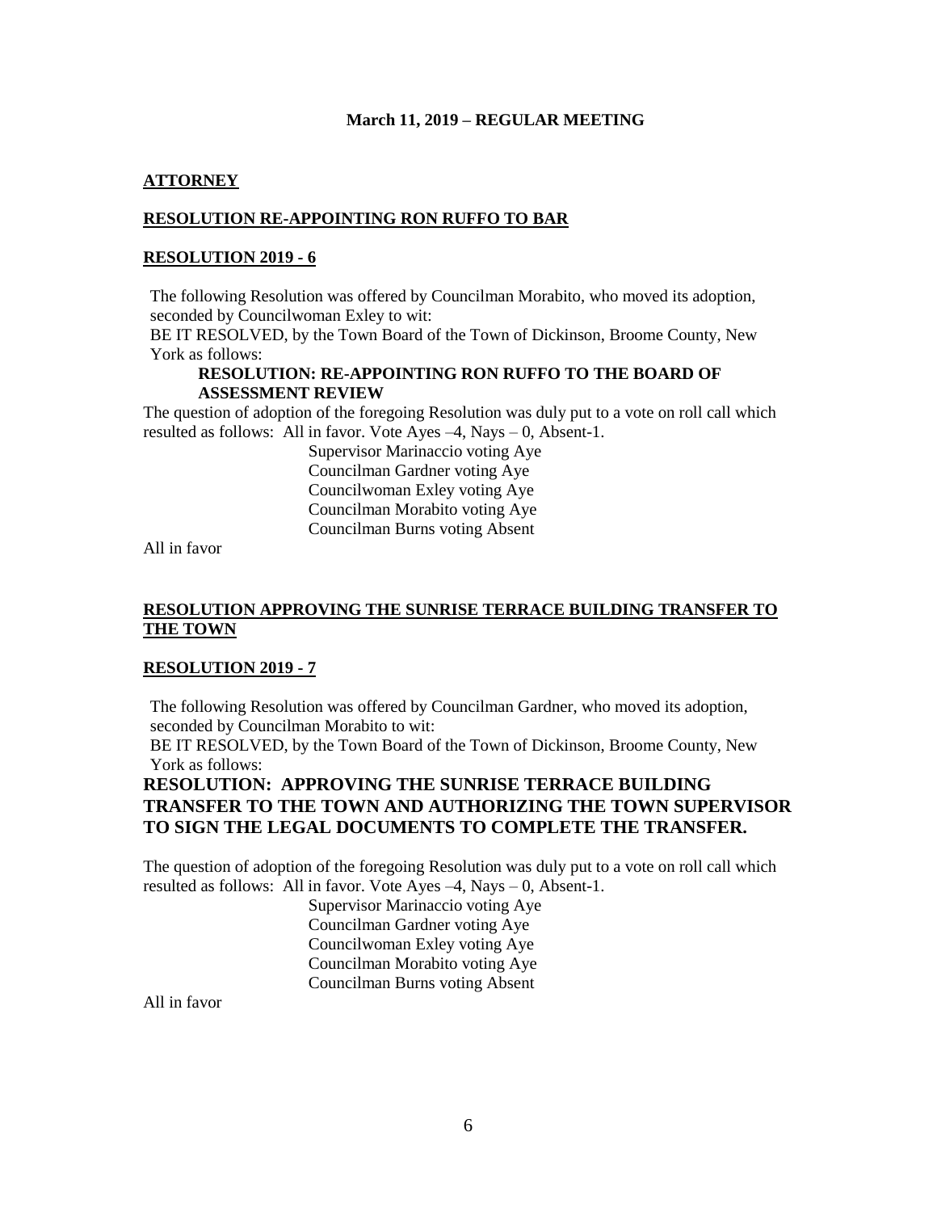**March 11, 2019 – REGULAR MEETING**

## ATTORNEY

**RESOLUTION RE-APPOINTING RON RUFFO TO BAR**

**RESOLUTION 2019 - 6**

The following Resolution was offered by Councilman Morabito, who moved its adoption, seconded by Councilwoman Exley to wit:

BE IT RESOLVED, by the Town Board of the Town of Dickinson, Broome County, New York as follows:

**RESOLUTION: RE-APPOINTING RON RUFFO TO THE BOARD OF ASSESSMENT REVIEW**

The question of adoption of the foregoing Resolution was duly put to a vote on roll call which resulted as follows: All in favor. Vote Ayes –4, Nays – 0, Absent-1.

Supervisor Marinaccio voting Aye
Councilman Gardner voting Aye
Councilwoman Exley voting Aye
Councilman Morabito voting Aye
Councilman Burns voting Absent

All in favor

**RESOLUTION APPROVING THE SUNRISE TERRACE BUILDING TRANSFER TO THE TOWN**

**RESOLUTION 2019 - 7**

The following Resolution was offered by Councilman Gardner, who moved its adoption, seconded by Councilman Morabito to wit:

BE IT RESOLVED, by the Town Board of the Town of Dickinson, Broome County, New York as follows:

**RESOLUTION: APPROVING THE SUNRISE TERRACE BUILDING TRANSFER TO THE TOWN AND AUTHORIZING THE TOWN SUPERVISOR TO SIGN THE LEGAL DOCUMENTS TO COMPLETE THE TRANSFER.**

The question of adoption of the foregoing Resolution was duly put to a vote on roll call which resulted as follows: All in favor. Vote Ayes –4, Nays – 0, Absent-1.

Supervisor Marinaccio voting Aye
Councilman Gardner voting Aye
Councilwoman Exley voting Aye
Councilman Morabito voting Aye
Councilman Burns voting Absent

All in favor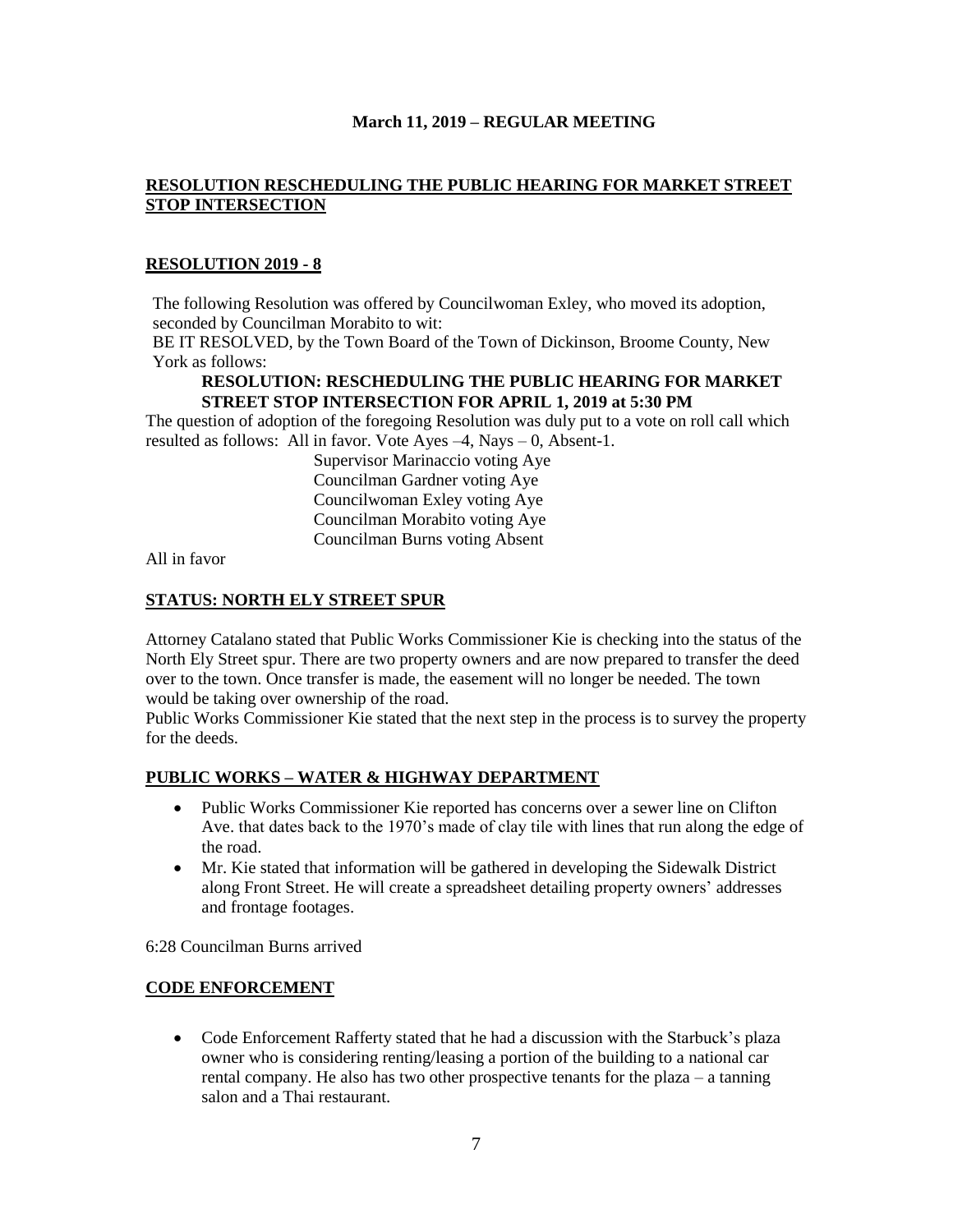**March 11, 2019 – REGULAR MEETING**

## RESOLUTION RESCHEDULING THE PUBLIC HEARING FOR MARKET STREET STOP INTERSECTION

## RESOLUTION 2019 - 8

The following Resolution was offered by Councilwoman Exley, who moved its adoption, seconded by Councilman Morabito to wit:

BE IT RESOLVED, by the Town Board of the Town of Dickinson, Broome County, New York as follows:

**RESOLUTION: RESCHEDULING THE PUBLIC HEARING FOR MARKET STREET STOP INTERSECTION FOR APRIL 1, 2019 at 5:30 PM**

The question of adoption of the foregoing Resolution was duly put to a vote on roll call which resulted as follows: All in favor. Vote Ayes –4, Nays – 0, Absent-1.

Supervisor Marinaccio voting Aye
Councilman Gardner voting Aye
Councilwoman Exley voting Aye
Councilman Morabito voting Aye
Councilman Burns voting Absent

All in favor

## STATUS: NORTH ELY STREET SPUR

Attorney Catalano stated that Public Works Commissioner Kie is checking into the status of the North Ely Street spur. There are two property owners and are now prepared to transfer the deed over to the town. Once transfer is made, the easement will no longer be needed. The town would be taking over ownership of the road.

Public Works Commissioner Kie stated that the next step in the process is to survey the property for the deeds.

## PUBLIC WORKS – WATER & HIGHWAY DEPARTMENT

- Public Works Commissioner Kie reported has concerns over a sewer line on Clifton Ave. that dates back to the 1970's made of clay tile with lines that run along the edge of the road.
- Mr. Kie stated that information will be gathered in developing the Sidewalk District along Front Street. He will create a spreadsheet detailing property owners' addresses and frontage footages.

6:28 Councilman Burns arrived

## CODE ENFORCEMENT

- Code Enforcement Rafferty stated that he had a discussion with the Starbuck's plaza owner who is considering renting/leasing a portion of the building to a national car rental company. He also has two other prospective tenants for the plaza – a tanning salon and a Thai restaurant.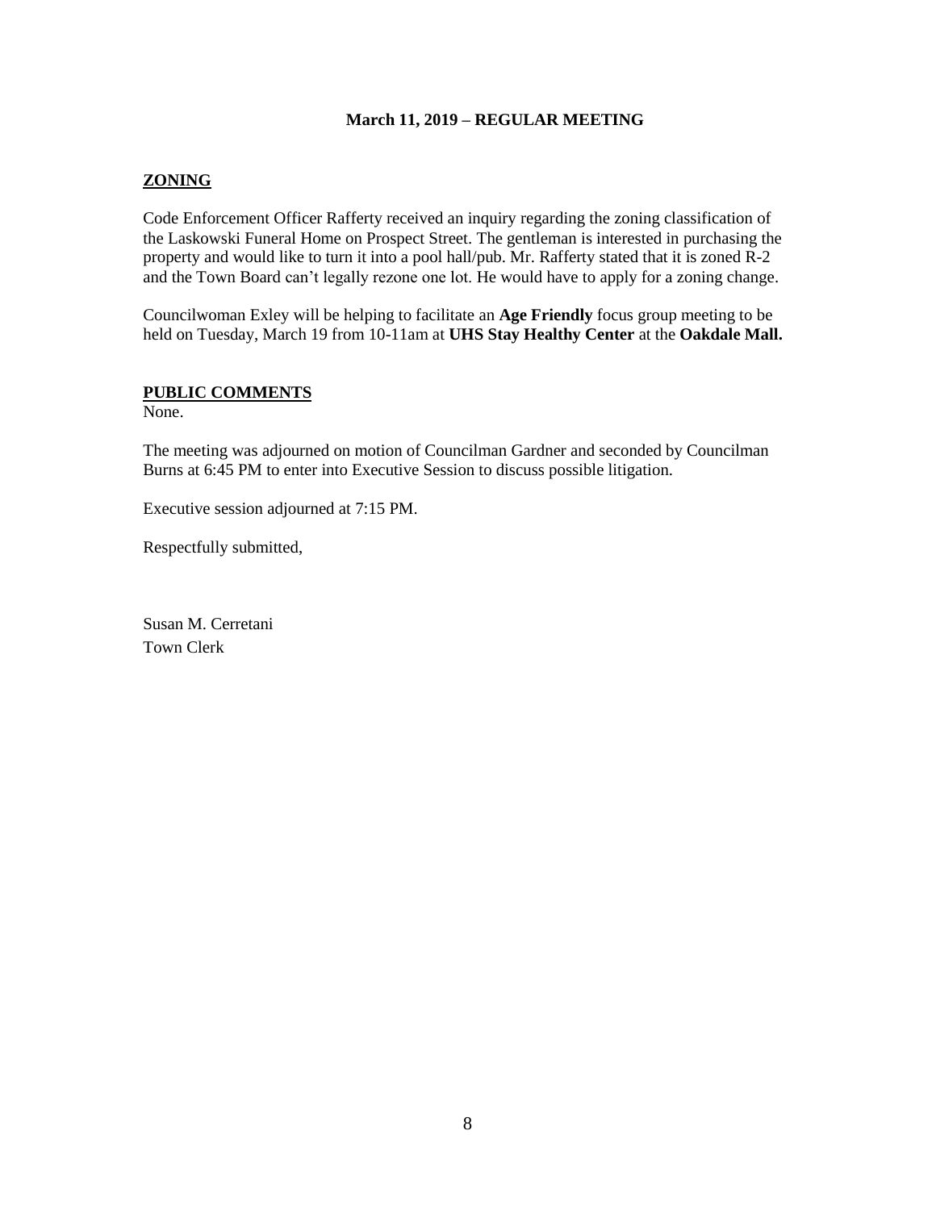**March 11, 2019 – REGULAR MEETING**

**ZONING**

Code Enforcement Officer Rafferty received an inquiry regarding the zoning classification of the Laskowski Funeral Home on Prospect Street. The gentleman is interested in purchasing the property and would like to turn it into a pool hall/pub. Mr. Rafferty stated that it is zoned R-2 and the Town Board can't legally rezone one lot. He would have to apply for a zoning change.

Councilwoman Exley will be helping to facilitate an **Age Friendly** focus group meeting to be held on Tuesday, March 19 from 10-11am at **UHS Stay Healthy Center** at the **Oakdale Mall.**

**PUBLIC COMMENTS**

None.

The meeting was adjourned on motion of Councilman Gardner and seconded by Councilman Burns at 6:45 PM to enter into Executive Session to discuss possible litigation.

Executive session adjourned at 7:15 PM.

Respectfully submitted,

Susan M. Cerretani
Town Clerk